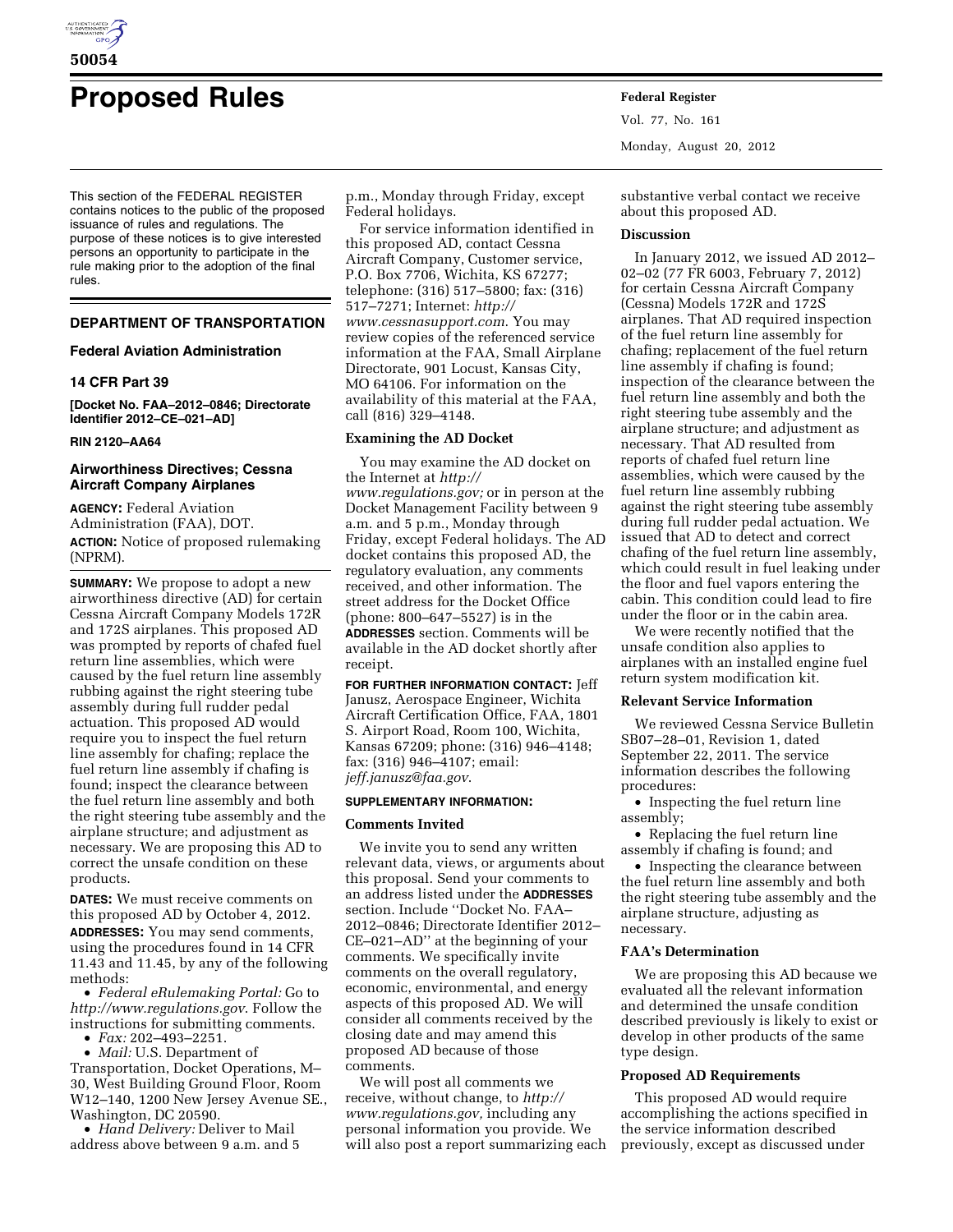# Proposed Rules

This section of the FEDERAL REGISTER contains notices to the public of the proposed issuance of rules and regulations. The purpose of these notices is to give interested persons an opportunity to participate in the rule making prior to the adoption of the final rules.

## DEPARTMENT OF TRANSPORTATION

### Federal Aviation Administration

### 14 CFR Part 39

**[Docket No. FAA–2012–0846; Directorate Identifier 2012–CE–021–AD]**

**RIN 2120–AA64**

### Airworthiness Directives; Cessna Aircraft Company Airplanes

**AGENCY:** Federal Aviation Administration (FAA), DOT.

**ACTION:** Notice of proposed rulemaking (NPRM).

**SUMMARY:** We propose to adopt a new airworthiness directive (AD) for certain Cessna Aircraft Company Models 172R and 172S airplanes. This proposed AD was prompted by reports of chafed fuel return line assemblies, which were caused by the fuel return line assembly rubbing against the right steering tube assembly during full rudder pedal actuation. This proposed AD would require you to inspect the fuel return line assembly for chafing; replace the fuel return line assembly if chafing is found; inspect the clearance between the fuel return line assembly and both the right steering tube assembly and the airplane structure; and adjustment as necessary. We are proposing this AD to correct the unsafe condition on these products.

**DATES:** We must receive comments on this proposed AD by October 4, 2012.

**ADDRESSES:** You may send comments, using the procedures found in 14 CFR 11.43 and 11.45, by any of the following methods:

- *Federal eRulemaking Portal:* Go to *http://www.regulations.gov*. Follow the instructions for submitting comments.
- *Fax:* 202–493–2251.
- *Mail:* U.S. Department of Transportation, Docket Operations, M–30, West Building Ground Floor, Room W12–140, 1200 New Jersey Avenue SE., Washington, DC 20590.
- *Hand Delivery:* Deliver to Mail address above between 9 a.m. and 5 p.m., Monday through Friday, except Federal holidays.

For service information identified in this proposed AD, contact Cessna Aircraft Company, Customer service, P.O. Box 7706, Wichita, KS 67277; telephone: (316) 517–5800; fax: (316) 517–7271; Internet: *http://www.cessnasupport.com*. You may review copies of the referenced service information at the FAA, Small Airplane Directorate, 901 Locust, Kansas City, MO 64106. For information on the availability of this material at the FAA, call (816) 329–4148.

**Examining the AD Docket**

You may examine the AD docket on the Internet at *http://www.regulations.gov;* or in person at the Docket Management Facility between 9 a.m. and 5 p.m., Monday through Friday, except Federal holidays. The AD docket contains this proposed AD, the regulatory evaluation, any comments received, and other information. The street address for the Docket Office (phone: 800–647–5527) is in the **ADDRESSES** section. Comments will be available in the AD docket shortly after receipt.

**FOR FURTHER INFORMATION CONTACT:** Jeff Janusz, Aerospace Engineer, Wichita Aircraft Certification Office, FAA, 1801 S. Airport Road, Room 100, Wichita, Kansas 67209; phone: (316) 946–4148; fax: (316) 946–4107; email: *jeff.janusz@faa.gov.*

**SUPPLEMENTARY INFORMATION:**

**Comments Invited**

We invite you to send any written relevant data, views, or arguments about this proposal. Send your comments to an address listed under the **ADDRESSES** section. Include ''Docket No. FAA–2012–0846; Directorate Identifier 2012–CE–021–AD'' at the beginning of your comments. We specifically invite comments on the overall regulatory, economic, environmental, and energy aspects of this proposed AD. We will consider all comments received by the closing date and may amend this proposed AD because of those comments.

We will post all comments we receive, without change, to *http://www.regulations.gov,* including any personal information you provide. We will also post a report summarizing each substantive verbal contact we receive about this proposed AD.

**Discussion**

In January 2012, we issued AD 2012–02–02 (77 FR 6003, February 7, 2012) for certain Cessna Aircraft Company (Cessna) Models 172R and 172S airplanes. That AD required inspection of the fuel return line assembly for chafing; replacement of the fuel return line assembly if chafing is found; inspection of the clearance between the fuel return line assembly and both the right steering tube assembly and the airplane structure; and adjustment as necessary. That AD resulted from reports of chafed fuel return line assemblies, which were caused by the fuel return line assembly rubbing against the right steering tube assembly during full rudder pedal actuation. We issued that AD to detect and correct chafing of the fuel return line assembly, which could result in fuel leaking under the floor and fuel vapors entering the cabin. This condition could lead to fire under the floor or in the cabin area.

We were recently notified that the unsafe condition also applies to airplanes with an installed engine fuel return system modification kit.

**Relevant Service Information**

We reviewed Cessna Service Bulletin SB07–28–01, Revision 1, dated September 22, 2011. The service information describes the following procedures:

- Inspecting the fuel return line assembly;
- Replacing the fuel return line assembly if chafing is found; and
- Inspecting the clearance between the fuel return line assembly and both the right steering tube assembly and the airplane structure, adjusting as necessary.

**FAA's Determination**

We are proposing this AD because we evaluated all the relevant information and determined the unsafe condition described previously is likely to exist or develop in other products of the same type design.

**Proposed AD Requirements**

This proposed AD would require accomplishing the actions specified in the service information described previously, except as discussed under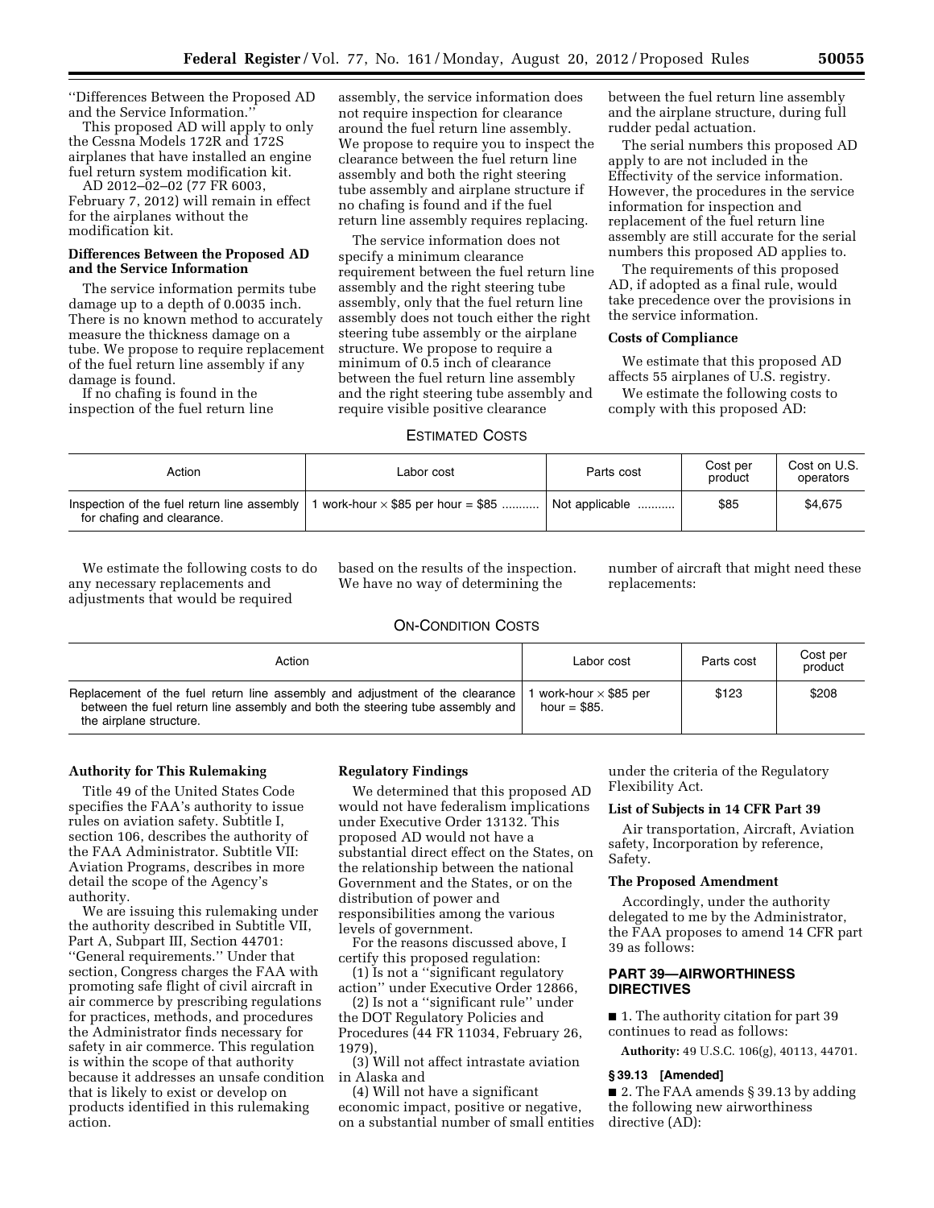"Differences Between the Proposed AD and the Service Information."

This proposed AD will apply to only the Cessna Models 172R and 172S airplanes that have installed an engine fuel return system modification kit.

AD 2012–02–02 (77 FR 6003, February 7, 2012) will remain in effect for the airplanes without the modification kit.

### Differences Between the Proposed AD and the Service Information

The service information permits tube damage up to a depth of 0.0035 inch. There is no known method to accurately measure the thickness damage on a tube. We propose to require replacement of the fuel return line assembly if any damage is found.

If no chafing is found in the inspection of the fuel return line assembly, the service information does not require inspection for clearance around the fuel return line assembly. We propose to require you to inspect the clearance between the fuel return line assembly and both the right steering tube assembly and airplane structure if no chafing is found and if the fuel return line assembly requires replacing.

The service information does not specify a minimum clearance requirement between the fuel return line assembly and the right steering tube assembly, only that the fuel return line assembly does not touch either the right steering tube assembly or the airplane structure. We propose to require a minimum of 0.5 inch of clearance between the fuel return line assembly and the right steering tube assembly and require visible positive clearance between the fuel return line assembly and the airplane structure, during full rudder pedal actuation.

The serial numbers this proposed AD apply to are not included in the Effectivity of the service information. However, the procedures in the service information for inspection and replacement of the fuel return line assembly are still accurate for the serial numbers this proposed AD applies to.

The requirements of this proposed AD, if adopted as a final rule, would take precedence over the provisions in the service information.

### Costs of Compliance

We estimate that this proposed AD affects 55 airplanes of U.S. registry.

We estimate the following costs to comply with this proposed AD:

ESTIMATED COSTS

| Action | Labor cost | Parts cost | Cost per product | Cost on U.S. operators |
|---|---|---|---|---|
| Inspection of the fuel return line assembly for chafing and clearance. | 1 work-hour × $85 per hour = $85 .......... | Not applicable .......... | $85 | $4,675 |

We estimate the following costs to do any necessary replacements and adjustments that would be required based on the results of the inspection. We have no way of determining the number of aircraft that might need these replacements:

ON-CONDITION COSTS

| Action | Labor cost | Parts cost | Cost per product |
|---|---|---|---|
| Replacement of the fuel return line assembly and adjustment of the clearance between the fuel return line assembly and both the steering tube assembly and the airplane structure. | 1 work-hour × $85 per hour = $85. | $123 | $208 |

### Authority for This Rulemaking

Title 49 of the United States Code specifies the FAA's authority to issue rules on aviation safety. Subtitle I, section 106, describes the authority of the FAA Administrator. Subtitle VII: Aviation Programs, describes in more detail the scope of the Agency's authority.

We are issuing this rulemaking under the authority described in Subtitle VII, Part A, Subpart III, Section 44701: "General requirements." Under that section, Congress charges the FAA with promoting safe flight of civil aircraft in air commerce by prescribing regulations for practices, methods, and procedures the Administrator finds necessary for safety in air commerce. This regulation is within the scope of that authority because it addresses an unsafe condition that is likely to exist or develop on products identified in this rulemaking action.

### Regulatory Findings

We determined that this proposed AD would not have federalism implications under Executive Order 13132. This proposed AD would not have a substantial direct effect on the States, on the relationship between the national Government and the States, or on the distribution of power and responsibilities among the various levels of government.

For the reasons discussed above, I certify this proposed regulation:

(1) Is not a "significant regulatory action" under Executive Order 12866,

(2) Is not a "significant rule" under the DOT Regulatory Policies and Procedures (44 FR 11034, February 26, 1979),

(3) Will not affect intrastate aviation in Alaska and

(4) Will not have a significant economic impact, positive or negative, on a substantial number of small entities under the criteria of the Regulatory Flexibility Act.

### List of Subjects in 14 CFR Part 39

Air transportation, Aircraft, Aviation safety, Incorporation by reference, Safety.

### The Proposed Amendment

Accordingly, under the authority delegated to me by the Administrator, the FAA proposes to amend 14 CFR part 39 as follows:

## PART 39—AIRWORTHINESS DIRECTIVES

■ 1. The authority citation for part 39 continues to read as follows:

**Authority:** 49 U.S.C. 106(g), 40113, 44701.

**§ 39.13 [Amended]**

■ 2. The FAA amends § 39.13 by adding the following new airworthiness directive (AD):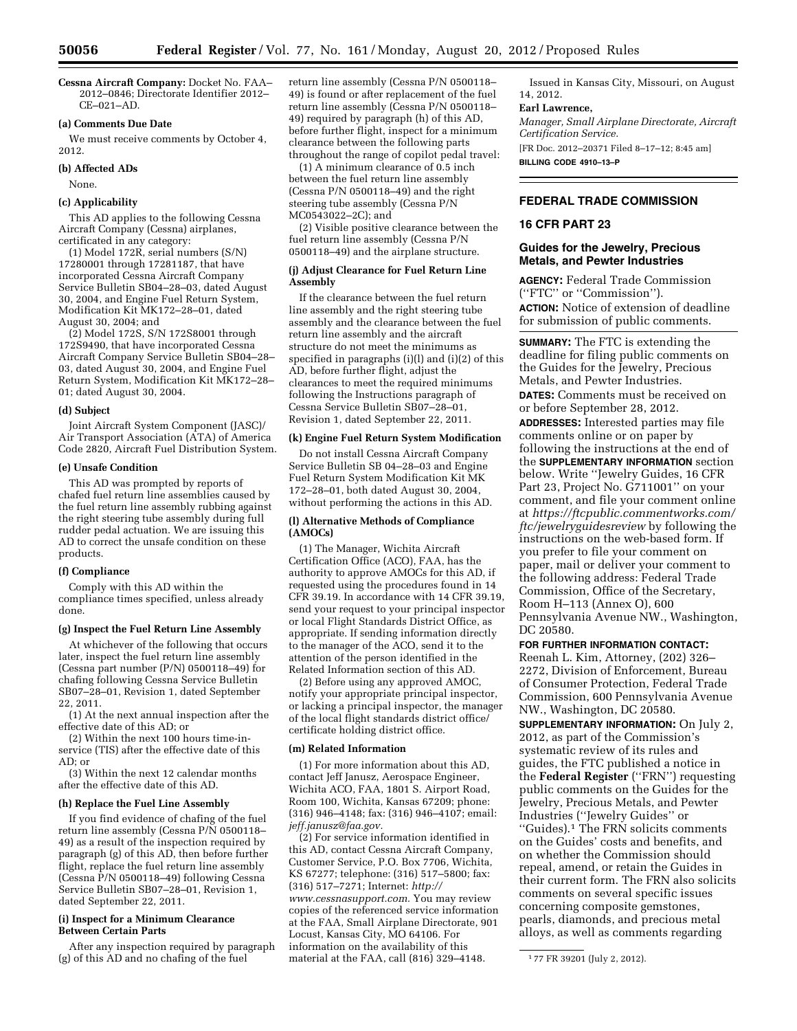**Cessna Aircraft Company:** Docket No. FAA–2012–0846; Directorate Identifier 2012–CE–021–AD.

#### (a) Comments Due Date

We must receive comments by October 4, 2012.

#### (b) Affected ADs

None.

#### (c) Applicability

This AD applies to the following Cessna Aircraft Company (Cessna) airplanes, certificated in any category:

(1) Model 172R, serial numbers (S/N) 17280001 through 17281187, that have incorporated Cessna Aircraft Company Service Bulletin SB04–28–03, dated August 30, 2004, and Engine Fuel Return System, Modification Kit MK172–28–01, dated August 30, 2004; and

(2) Model 172S, S/N 172S8001 through 172S9490, that have incorporated Cessna Aircraft Company Service Bulletin SB04–28–03, dated August 30, 2004, and Engine Fuel Return System, Modification Kit MK172–28–01; dated August 30, 2004.

#### (d) Subject

Joint Aircraft System Component (JASC)/Air Transport Association (ATA) of America Code 2820, Aircraft Fuel Distribution System.

#### (e) Unsafe Condition

This AD was prompted by reports of chafed fuel return line assemblies caused by the fuel return line assembly rubbing against the right steering tube assembly during full rudder pedal actuation. We are issuing this AD to correct the unsafe condition on these products.

#### (f) Compliance

Comply with this AD within the compliance times specified, unless already done.

#### (g) Inspect the Fuel Return Line Assembly

At whichever of the following that occurs later, inspect the fuel return line assembly (Cessna part number (P/N) 0500118–49) for chafing following Cessna Service Bulletin SB07–28–01, Revision 1, dated September 22, 2011.

(1) At the next annual inspection after the effective date of this AD; or

(2) Within the next 100 hours time-in-service (TIS) after the effective date of this AD; or

(3) Within the next 12 calendar months after the effective date of this AD.

#### (h) Replace the Fuel Line Assembly

If you find evidence of chafing of the fuel return line assembly (Cessna P/N 0500118–49) as a result of the inspection required by paragraph (g) of this AD, then before further flight, replace the fuel return line assembly (Cessna P/N 0500118–49) following Cessna Service Bulletin SB07–28–01, Revision 1, dated September 22, 2011.

#### (i) Inspect for a Minimum Clearance Between Certain Parts

After any inspection required by paragraph (g) of this AD and no chafing of the fuel return line assembly (Cessna P/N 0500118–49) is found or after replacement of the fuel return line assembly (Cessna P/N 0500118–49) required by paragraph (h) of this AD, before further flight, inspect for a minimum clearance between the following parts throughout the range of copilot pedal travel:

(1) A minimum clearance of 0.5 inch between the fuel return line assembly (Cessna P/N 0500118–49) and the right steering tube assembly (Cessna P/N MC0543022–2C); and

(2) Visible positive clearance between the fuel return line assembly (Cessna P/N 0500118–49) and the airplane structure.

#### (j) Adjust Clearance for Fuel Return Line Assembly

If the clearance between the fuel return line assembly and the right steering tube assembly and the clearance between the fuel return line assembly and the aircraft structure do not meet the minimums as specified in paragraphs (i)(l) and (i)(2) of this AD, before further flight, adjust the clearances to meet the required minimums following the Instructions paragraph of Cessna Service Bulletin SB07–28–01, Revision 1, dated September 22, 2011.

#### (k) Engine Fuel Return System Modification

Do not install Cessna Aircraft Company Service Bulletin SB 04–28–03 and Engine Fuel Return System Modification Kit MK 172–28–01, both dated August 30, 2004, without performing the actions in this AD.

#### (l) Alternative Methods of Compliance (AMOCs)

(1) The Manager, Wichita Aircraft Certification Office (ACO), FAA, has the authority to approve AMOCs for this AD, if requested using the procedures found in 14 CFR 39.19. In accordance with 14 CFR 39.19, send your request to your principal inspector or local Flight Standards District Office, as appropriate. If sending information directly to the manager of the ACO, send it to the attention of the person identified in the Related Information section of this AD.

(2) Before using any approved AMOC, notify your appropriate principal inspector, or lacking a principal inspector, the manager of the local flight standards district office/certificate holding district office.

#### (m) Related Information

(1) For more information about this AD, contact Jeff Janusz, Aerospace Engineer, Wichita ACO, FAA, 1801 S. Airport Road, Room 100, Wichita, Kansas 67209; phone: (316) 946–4148; fax: (316) 946–4107; email: *jeff.janusz@faa.gov.*

(2) For service information identified in this AD, contact Cessna Aircraft Company, Customer Service, P.O. Box 7706, Wichita, KS 67277; telephone: (316) 517–5800; fax: (316) 517–7271; Internet: *http://www.cessnasupport.com.* You may review copies of the referenced service information at the FAA, Small Airplane Directorate, 901 Locust, Kansas City, MO 64106. For information on the availability of this material at the FAA, call (816) 329–4148.

Issued in Kansas City, Missouri, on August 14, 2012.

**Earl Lawrence,**

*Manager, Small Airplane Directorate, Aircraft Certification Service.*

[FR Doc. 2012–20371 Filed 8–17–12; 8:45 am]

**BILLING CODE 4910–13–P**

---

## FEDERAL TRADE COMMISSION

## 16 CFR PART 23

## Guides for the Jewelry, Precious Metals, and Pewter Industries

**AGENCY:** Federal Trade Commission (''FTC'' or ''Commission'').

**ACTION:** Notice of extension of deadline for submission of public comments.

**SUMMARY:** The FTC is extending the deadline for filing public comments on the Guides for the Jewelry, Precious Metals, and Pewter Industries.

**DATES:** Comments must be received on or before September 28, 2012.

**ADDRESSES:** Interested parties may file comments online or on paper by following the instructions at the end of the **SUPPLEMENTARY INFORMATION** section below. Write ''Jewelry Guides, 16 CFR Part 23, Project No. G711001'' on your comment, and file your comment online at *https://ftcpublic.commentworks.com/ftc/jewelryguidesreview* by following the instructions on the web-based form. If you prefer to file your comment on paper, mail or deliver your comment to the following address: Federal Trade Commission, Office of the Secretary, Room H–113 (Annex O), 600 Pennsylvania Avenue NW., Washington, DC 20580.

**FOR FURTHER INFORMATION CONTACT:** Reenah L. Kim, Attorney, (202) 326–2272, Division of Enforcement, Bureau of Consumer Protection, Federal Trade Commission, 600 Pennsylvania Avenue NW., Washington, DC 20580.

**SUPPLEMENTARY INFORMATION:** On July 2, 2012, as part of the Commission's systematic review of its rules and guides, the FTC published a notice in the **Federal Register** (''FRN'') requesting public comments on the Guides for the Jewelry, Precious Metals, and Pewter Industries (''Jewelry Guides'' or ''Guides).[1] The FRN solicits comments on the Guides' costs and benefits, and on whether the Commission should repeal, amend, or retain the Guides in their current form. The FRN also solicits comments on several specific issues concerning composite gemstones, pearls, diamonds, and precious metal alloys, as well as comments regarding

[1] 77 FR 39201 (July 2, 2012).